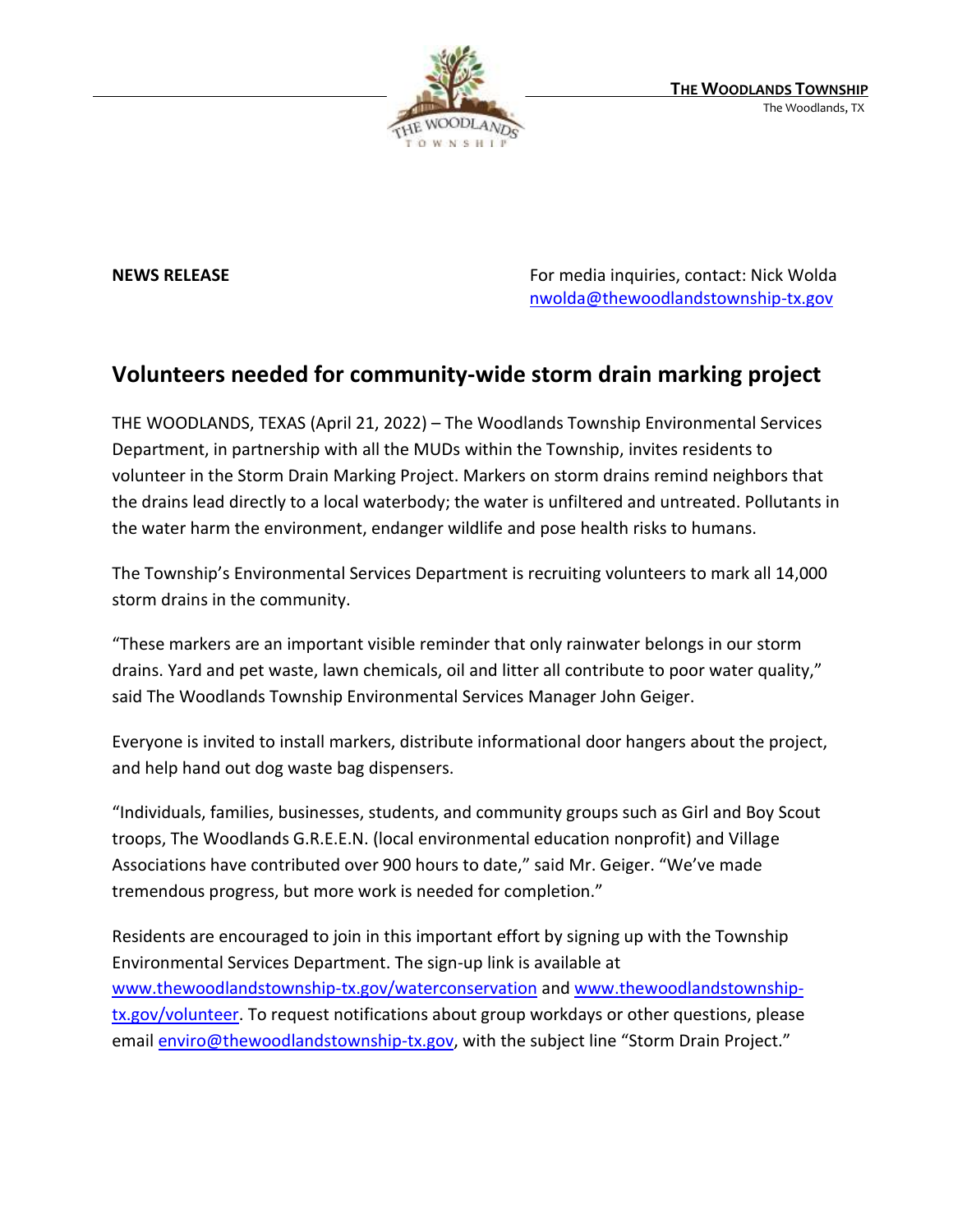**THE WOODLANDS TOWNSHIP**
The Woodlands, TX

**NEWS RELEASE**

For media inquiries, contact: Nick Wolda
nwolda@thewoodlandstownship-tx.gov

## Volunteers needed for community-wide storm drain marking project

THE WOODLANDS, TEXAS (April 21, 2022) – The Woodlands Township Environmental Services Department, in partnership with all the MUDs within the Township, invites residents to volunteer in the Storm Drain Marking Project. Markers on storm drains remind neighbors that the drains lead directly to a local waterbody; the water is unfiltered and untreated. Pollutants in the water harm the environment, endanger wildlife and pose health risks to humans.

The Township's Environmental Services Department is recruiting volunteers to mark all 14,000 storm drains in the community.

"These markers are an important visible reminder that only rainwater belongs in our storm drains. Yard and pet waste, lawn chemicals, oil and litter all contribute to poor water quality," said The Woodlands Township Environmental Services Manager John Geiger.

Everyone is invited to install markers, distribute informational door hangers about the project, and help hand out dog waste bag dispensers.

"Individuals, families, businesses, students, and community groups such as Girl and Boy Scout troops, The Woodlands G.R.E.E.N. (local environmental education nonprofit) and Village Associations have contributed over 900 hours to date," said Mr. Geiger. "We've made tremendous progress, but more work is needed for completion."

Residents are encouraged to join in this important effort by signing up with the Township Environmental Services Department. The sign-up link is available at www.thewoodlandstownship-tx.gov/waterconservation and www.thewoodlandstownship-tx.gov/volunteer. To request notifications about group workdays or other questions, please email enviro@thewoodlandstownship-tx.gov, with the subject line "Storm Drain Project."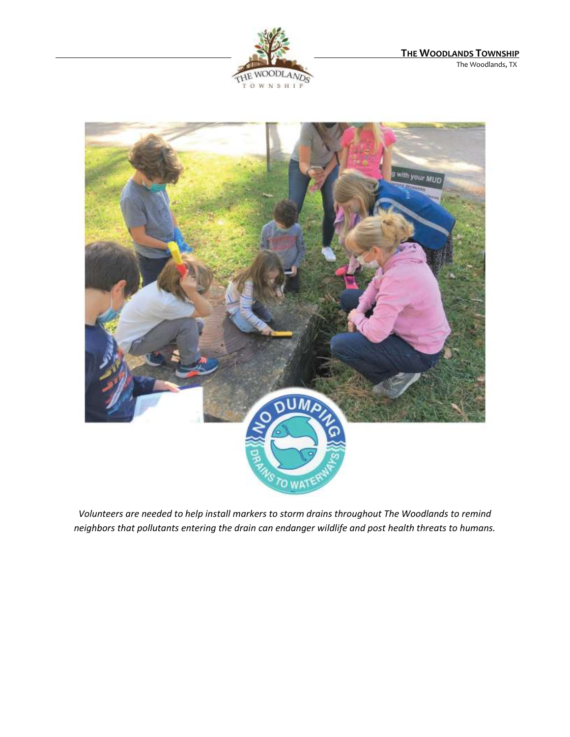*Volunteers are needed to help install markers to storm drains throughout The Woodlands to remind neighbors that pollutants entering the drain can endanger wildlife and post health threats to humans.*